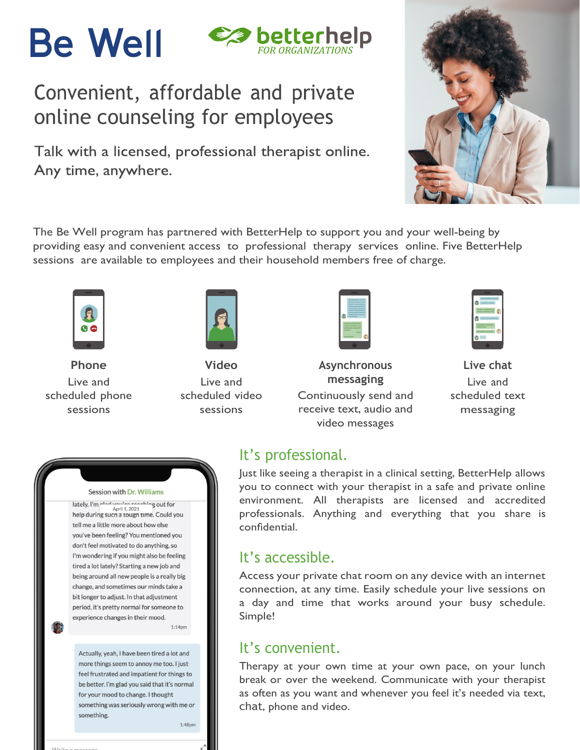# Be Well

**betterhelp** *FOR ORGANIZATIONS*

## Convenient, affordable and private online counseling for employees

Talk with a licensed, professional therapist online. Any time, anywhere.

The Be Well program has partnered with BetterHelp to support you and your well-being by providing easy and convenient access to professional therapy services online. Five BetterHelp sessions are available to employees and their household members free of charge.

**Phone**
Live and scheduled phone sessions

**Video**
Live and scheduled video sessions

**Asynchronous messaging**
Continuously send and receive text, audio and video messages

**Live chat**
Live and scheduled text messaging

Session with Dr. Williams

lately. I'm glad you're reaching out for help during such a tough time. Could you tell me a little more about how else you've been feeling? You mentioned you don't feel motivated to do anything, so I'm wondering if you might also be feeling tired a lot lately? Starting a new job and being around all new people is a really big change, and sometimes our minds take a bit longer to adjust. In that adjustment period, it's pretty normal for someone to experience changes in their mood.

1:14pm

Actually, yeah, I have been tired a lot and more things seem to annoy me too. I just feel frustrated and impatient for things to be better. I'm glad you said that it's normal for your mood to change. I thought something was seriously wrong with me or something.

1:48pm

Write a message...

## It's professional.

Just like seeing a therapist in a clinical setting, BetterHelp allows you to connect with your therapist in a safe and private online environment. All therapists are licensed and accredited professionals. Anything and everything that you share is confidential.

## It's accessible.

Access your private chat room on any device with an internet connection, at any time. Easily schedule your live sessions on a day and time that works around your busy schedule. Simple!

## It's convenient.

Therapy at your own time at your own pace, on your lunch break or over the weekend. Communicate with your therapist as often as you want and whenever you feel it's needed via text, chat, phone and video.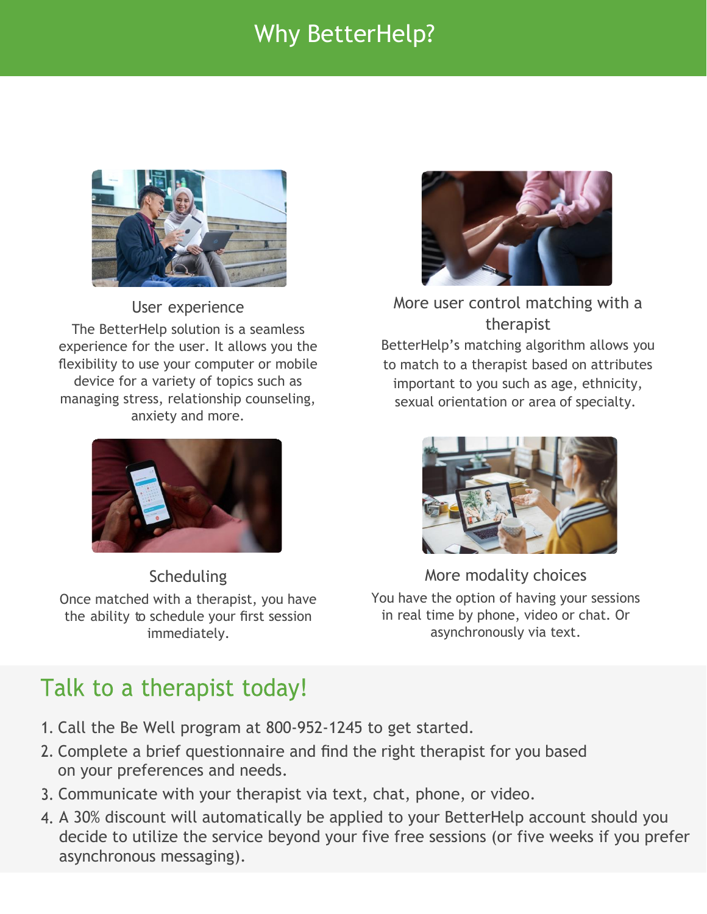# Why BetterHelp?

### User experience

The BetterHelp solution is a seamless experience for the user. It allows you the flexibility to use your computer or mobile device for a variety of topics such as managing stress, relationship counseling, anxiety and more.

### More user control matching with a therapist

BetterHelp's matching algorithm allows you to match to a therapist based on attributes important to you such as age, ethnicity, sexual orientation or area of specialty.

### Scheduling

Once matched with a therapist, you have the ability to schedule your first session immediately.

### More modality choices

You have the option of having your sessions in real time by phone, video or chat. Or asynchronously via text.

## Talk to a therapist today!

1. Call the Be Well program at 800-952-1245 to get started.
2. Complete a brief questionnaire and find the right therapist for you based on your preferences and needs.
3. Communicate with your therapist via text, chat, phone, or video.
4. A 30% discount will automatically be applied to your BetterHelp account should you decide to utilize the service beyond your five free sessions (or five weeks if you prefer asynchronous messaging).